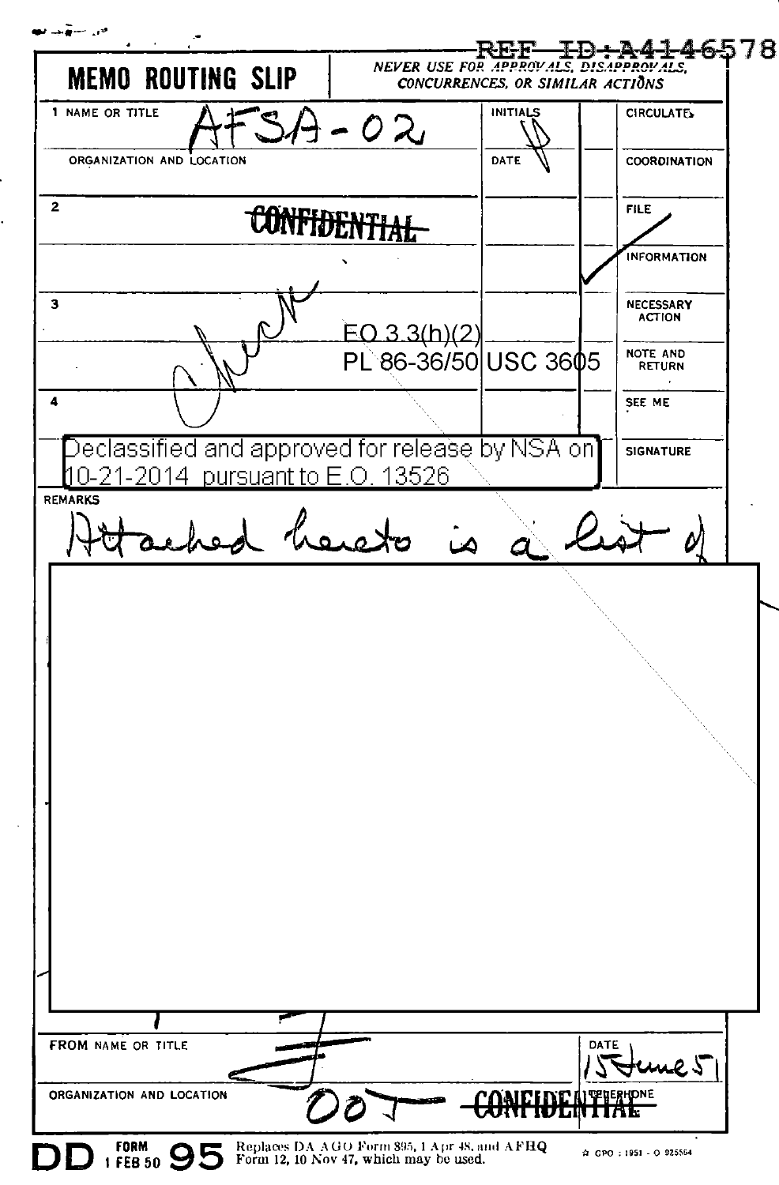REF ID:A4146578

# MEMO ROUTING SLIP

*NEVER USE FOR APPROVALS, DISAPPROVALS, CONCURRENCES, OR SIMILAR ACTIONS*

| NAME OR TITLE | INITIALS | | |
|---|---|---|---|
| 1 AFSA-02 | | | CIRCULATE |
| ORGANIZATION AND LOCATION | DATE | | COORDINATION |
| 2 | | | FILE |
| | | ✓ | INFORMATION |
| 3 | | | NECESSARY ACTION |
| | | | NOTE AND RETURN |
| 4 | | | SEE ME |
| | | | SIGNATURE |

~~CONFIDENTIAL~~

Check

EO 3.3(h)(2)
PL 86-36/50 USC 3605

Declassified and approved for release by NSA on 10-21-2014 pursuant to E.O. 13526

REMARKS

Attached hereto is a list of

FROM NAME OR TITLE | DATE 15 June 51

ORGANIZATION AND LOCATION 00T | TELEPHONE

~~CONFIDENTIAL~~

DD FORM 1 FEB 50 95 Replaces DA AGO Form 895, 1 Apr 48, and AFHQ Form 12, 10 Nov 47, which may be used.

GPO : 1951 - O 925564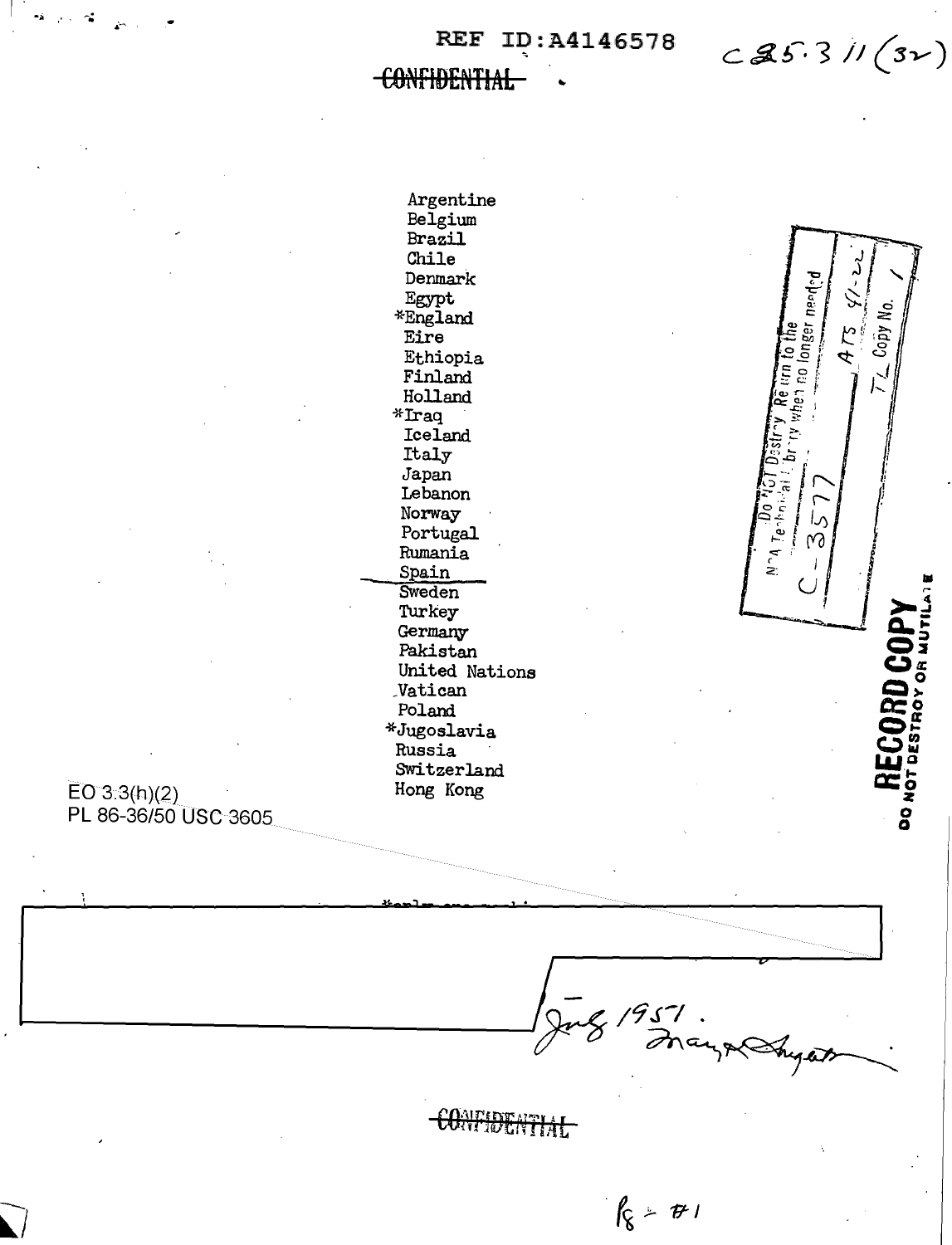REF ID:A4146578

~~CONFIDENTIAL~~

C25.311(32)

Argentine
Belgium
Brazil
Chile
Denmark
Egypt
*England
Eire
Ethiopia
Finland
Holland
*Iraq
Iceland
Italy
Japan
Lebanon
Norway
Portugal
Rumania
Spain
Sweden
Turkey
Germany
Pakistan
United Nations
Vatican
Poland
*Jugoslavia
Russia
Switzerland
Hong Kong

Do NOT Destroy Return to the NSA Technical Library when no longer needed
C-3577
ATS 41-22
TL Copy No. 1

RECORD COPY
DO NOT DESTROY OR MUTILATE

EO 3.3(h)(2)
PL 86-36/50 USC 3605

July 1951.
Mary Ahrens

~~CONFIDENTIAL~~

Pg - #1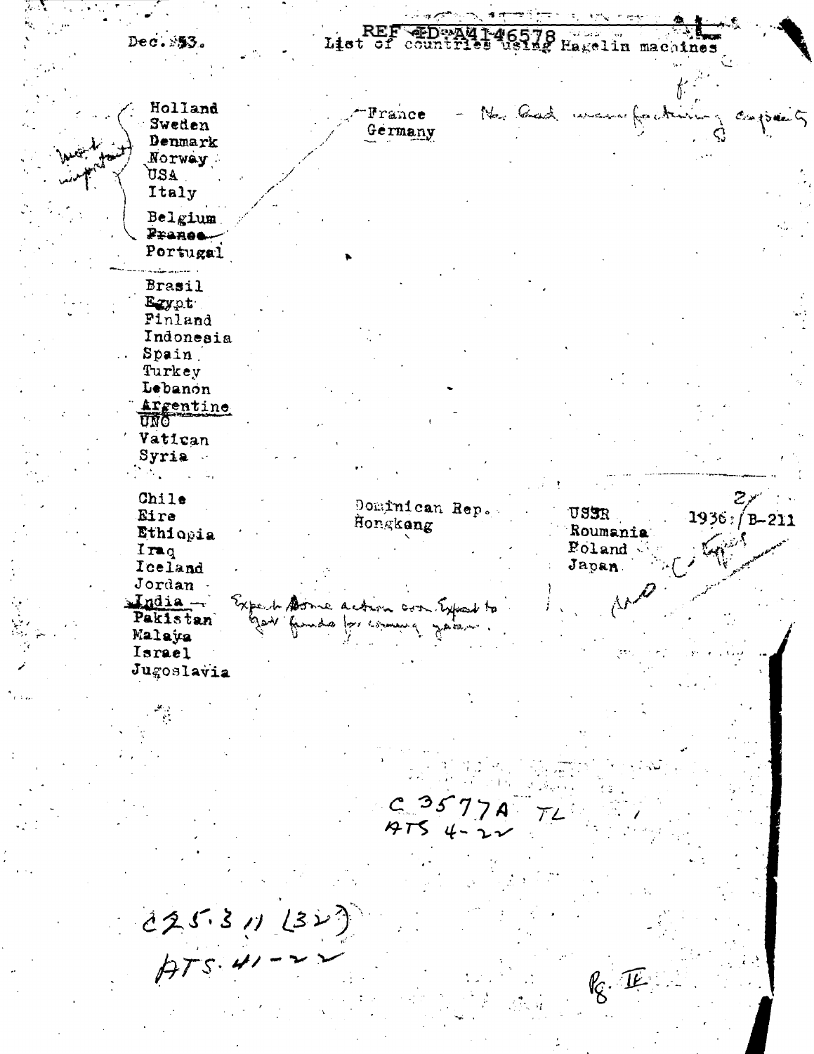Dec. 53.

REF ID:A4146578

List of countries using Hagelin machines

Most important:

- Holland
- Sweden
- Denmark
- Norway
- USA
- Italy
- Belgium
- ~~France~~
- Portugal

France — Has had manufacturing capacity
Germany

---

- Brasil
- Egypt
- Finland
- Indonesia
- Spain
- Turkey
- Lebanon
- Argentine
- UNO
- Vatican
- Syria

---

- Chile
- Eire
- Ethiopia
- Iraq
- Iceland
- Jordan
- India — Expect some action con. Expect to get funds for coming year.
- Pakistan
- Malaya
- Israel
- Jugoslavia

Dominican Rep.
Hongkong

USSR
Roumania
Poland
Japan

1936: B-211

C 3577A TL
ATS 4-22

C25.3 11 (32)
ATS. 41-22

Pg. II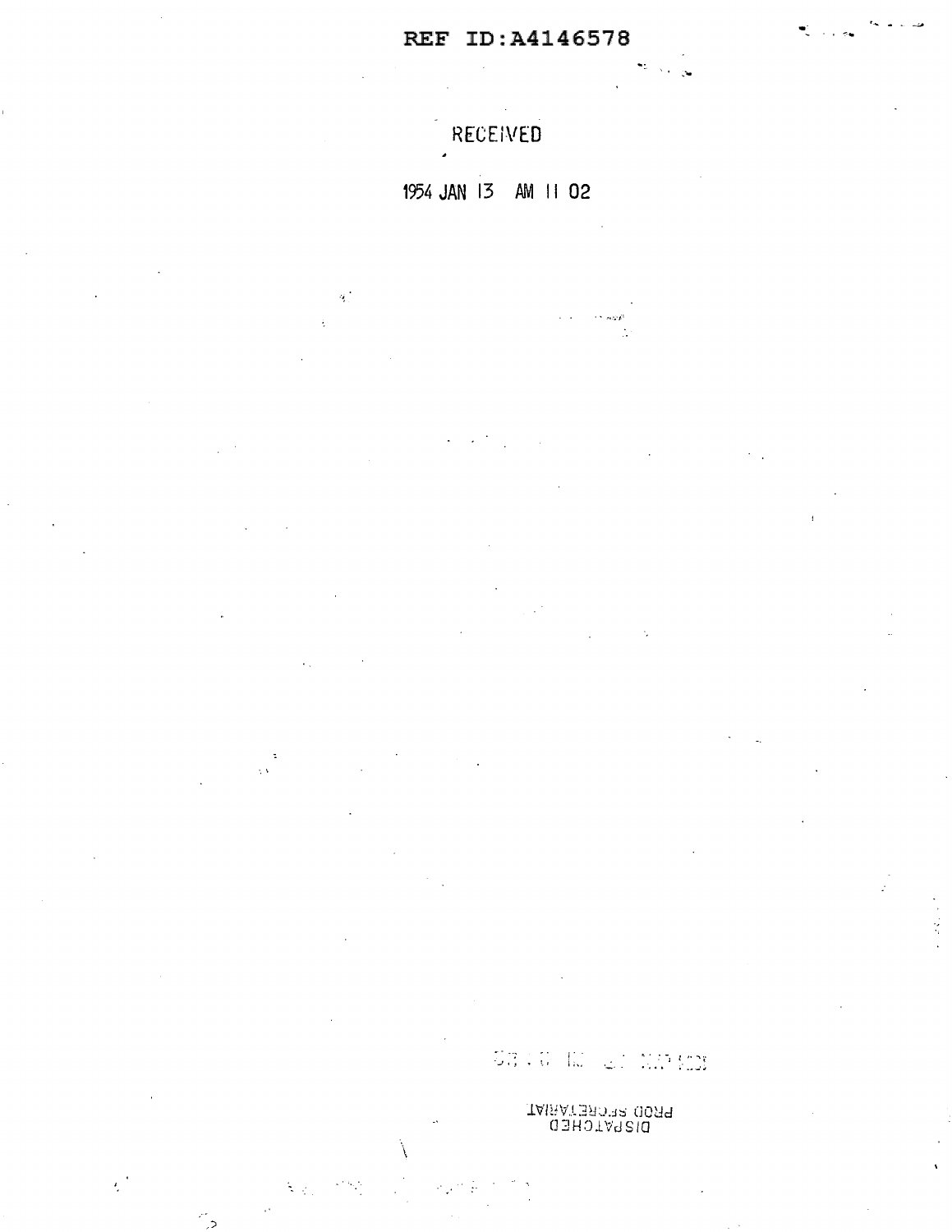RECEIVED

1954 JAN 13 AM 11 02

PROD SECRETARIAT
DISPATCHED